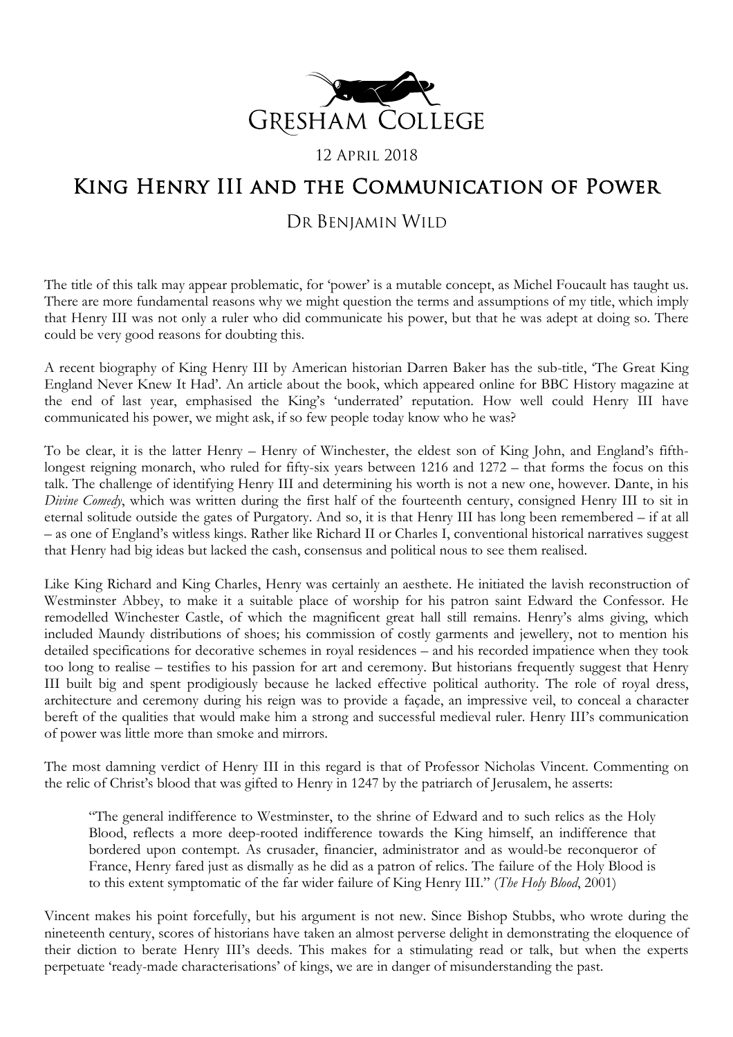Gresham College

12 April 2018

# King Henry III and the Communication of Power

## Dr Benjamin Wild

The title of this talk may appear problematic, for 'power' is a mutable concept, as Michel Foucault has taught us. There are more fundamental reasons why we might question the terms and assumptions of my title, which imply that Henry III was not only a ruler who did communicate his power, but that he was adept at doing so. There could be very good reasons for doubting this.

A recent biography of King Henry III by American historian Darren Baker has the sub-title, 'The Great King England Never Knew It Had'. An article about the book, which appeared online for BBC History magazine at the end of last year, emphasised the King's 'underrated' reputation. How well could Henry III have communicated his power, we might ask, if so few people today know who he was?

To be clear, it is the latter Henry – Henry of Winchester, the eldest son of King John, and England's fifth-longest reigning monarch, who ruled for fifty-six years between 1216 and 1272 – that forms the focus on this talk. The challenge of identifying Henry III and determining his worth is not a new one, however. Dante, in his *Divine Comedy*, which was written during the first half of the fourteenth century, consigned Henry III to sit in eternal solitude outside the gates of Purgatory. And so, it is that Henry III has long been remembered – if at all – as one of England's witless kings. Rather like Richard II or Charles I, conventional historical narratives suggest that Henry had big ideas but lacked the cash, consensus and political nous to see them realised.

Like King Richard and King Charles, Henry was certainly an aesthete. He initiated the lavish reconstruction of Westminster Abbey, to make it a suitable place of worship for his patron saint Edward the Confessor. He remodelled Winchester Castle, of which the magnificent great hall still remains. Henry's alms giving, which included Maundy distributions of shoes; his commission of costly garments and jewellery, not to mention his detailed specifications for decorative schemes in royal residences – and his recorded impatience when they took too long to realise – testifies to his passion for art and ceremony. But historians frequently suggest that Henry III built big and spent prodigiously because he lacked effective political authority. The role of royal dress, architecture and ceremony during his reign was to provide a façade, an impressive veil, to conceal a character bereft of the qualities that would make him a strong and successful medieval ruler. Henry III's communication of power was little more than smoke and mirrors.

The most damning verdict of Henry III in this regard is that of Professor Nicholas Vincent. Commenting on the relic of Christ's blood that was gifted to Henry in 1247 by the patriarch of Jerusalem, he asserts:

> "The general indifference to Westminster, to the shrine of Edward and to such relics as the Holy Blood, reflects a more deep-rooted indifference towards the King himself, an indifference that bordered upon contempt. As crusader, financier, administrator and as would-be reconqueror of France, Henry fared just as dismally as he did as a patron of relics. The failure of the Holy Blood is to this extent symptomatic of the far wider failure of King Henry III." (*The Holy Blood*, 2001)

Vincent makes his point forcefully, but his argument is not new. Since Bishop Stubbs, who wrote during the nineteenth century, scores of historians have taken an almost perverse delight in demonstrating the eloquence of their diction to berate Henry III's deeds. This makes for a stimulating read or talk, but when the experts perpetuate 'ready-made characterisations' of kings, we are in danger of misunderstanding the past.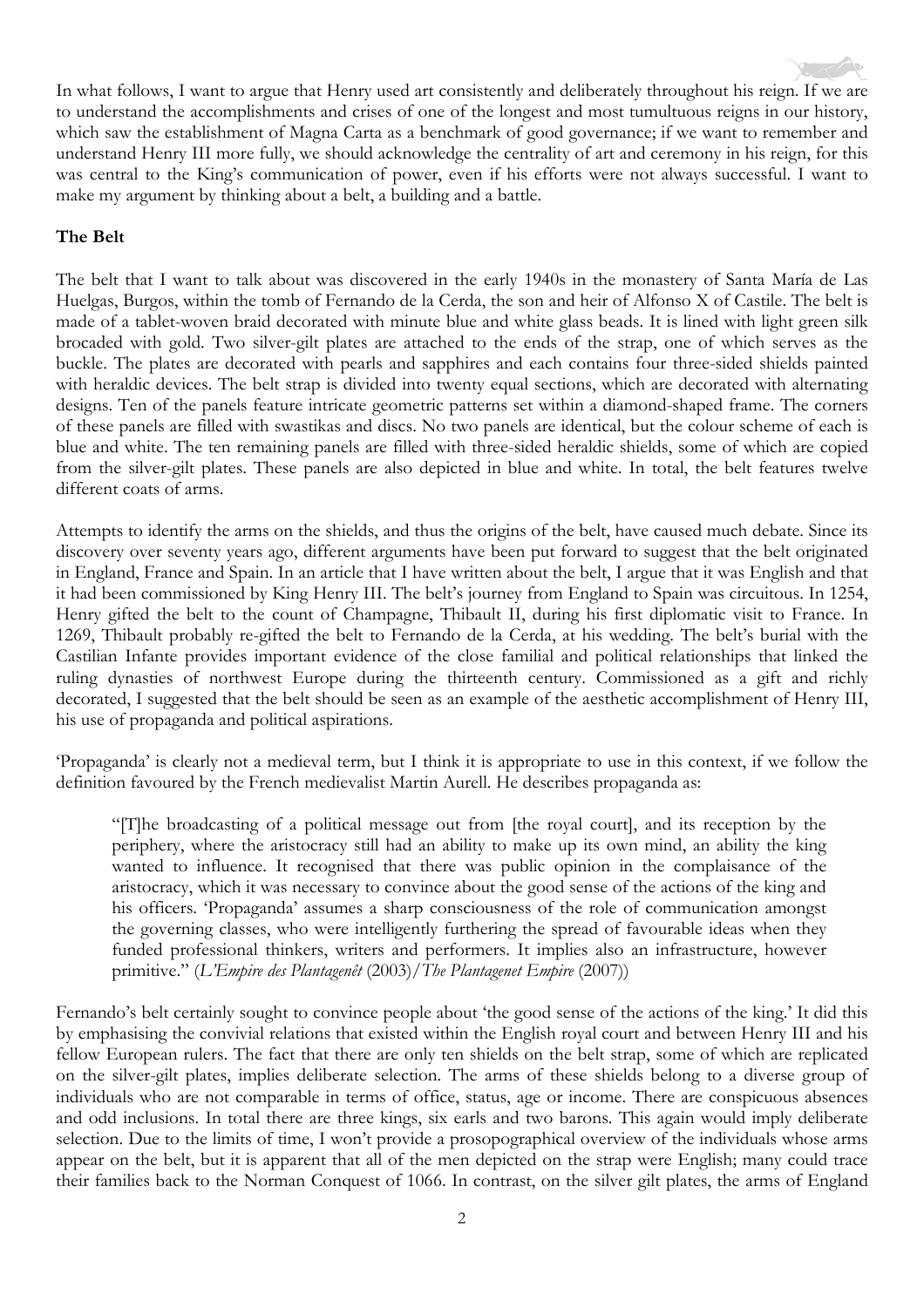In what follows, I want to argue that Henry used art consistently and deliberately throughout his reign. If we are to understand the accomplishments and crises of one of the longest and most tumultuous reigns in our history, which saw the establishment of Magna Carta as a benchmark of good governance; if we want to remember and understand Henry III more fully, we should acknowledge the centrality of art and ceremony in his reign, for this was central to the King's communication of power, even if his efforts were not always successful. I want to make my argument by thinking about a belt, a building and a battle.

**The Belt**

The belt that I want to talk about was discovered in the early 1940s in the monastery of Santa María de Las Huelgas, Burgos, within the tomb of Fernando de la Cerda, the son and heir of Alfonso X of Castile. The belt is made of a tablet-woven braid decorated with minute blue and white glass beads. It is lined with light green silk brocaded with gold. Two silver-gilt plates are attached to the ends of the strap, one of which serves as the buckle. The plates are decorated with pearls and sapphires and each contains four three-sided shields painted with heraldic devices. The belt strap is divided into twenty equal sections, which are decorated with alternating designs. Ten of the panels feature intricate geometric patterns set within a diamond-shaped frame. The corners of these panels are filled with swastikas and discs. No two panels are identical, but the colour scheme of each is blue and white. The ten remaining panels are filled with three-sided heraldic shields, some of which are copied from the silver-gilt plates. These panels are also depicted in blue and white. In total, the belt features twelve different coats of arms.

Attempts to identify the arms on the shields, and thus the origins of the belt, have caused much debate. Since its discovery over seventy years ago, different arguments have been put forward to suggest that the belt originated in England, France and Spain. In an article that I have written about the belt, I argue that it was English and that it had been commissioned by King Henry III. The belt's journey from England to Spain was circuitous. In 1254, Henry gifted the belt to the count of Champagne, Thibault II, during his first diplomatic visit to France. In 1269, Thibault probably re-gifted the belt to Fernando de la Cerda, at his wedding. The belt's burial with the Castilian Infante provides important evidence of the close familial and political relationships that linked the ruling dynasties of northwest Europe during the thirteenth century. Commissioned as a gift and richly decorated, I suggested that the belt should be seen as an example of the aesthetic accomplishment of Henry III, his use of propaganda and political aspirations.

'Propaganda' is clearly not a medieval term, but I think it is appropriate to use in this context, if we follow the definition favoured by the French medievalist Martin Aurell. He describes propaganda as:

> "[T]he broadcasting of a political message out from [the royal court], and its reception by the periphery, where the aristocracy still had an ability to make up its own mind, an ability the king wanted to influence. It recognised that there was public opinion in the complaisance of the aristocracy, which it was necessary to convince about the good sense of the actions of the king and his officers. 'Propaganda' assumes a sharp consciousness of the role of communication amongst the governing classes, who were intelligently furthering the spread of favourable ideas when they funded professional thinkers, writers and performers. It implies also an infrastructure, however primitive." (*L'Empire des Plantagenêt* (2003)/*The Plantagenet Empire* (2007))

Fernando's belt certainly sought to convince people about 'the good sense of the actions of the king.' It did this by emphasising the convivial relations that existed within the English royal court and between Henry III and his fellow European rulers. The fact that there are only ten shields on the belt strap, some of which are replicated on the silver-gilt plates, implies deliberate selection. The arms of these shields belong to a diverse group of individuals who are not comparable in terms of office, status, age or income. There are conspicuous absences and odd inclusions. In total there are three kings, six earls and two barons. This again would imply deliberate selection. Due to the limits of time, I won't provide a prosopographical overview of the individuals whose arms appear on the belt, but it is apparent that all of the men depicted on the strap were English; many could trace their families back to the Norman Conquest of 1066. In contrast, on the silver gilt plates, the arms of England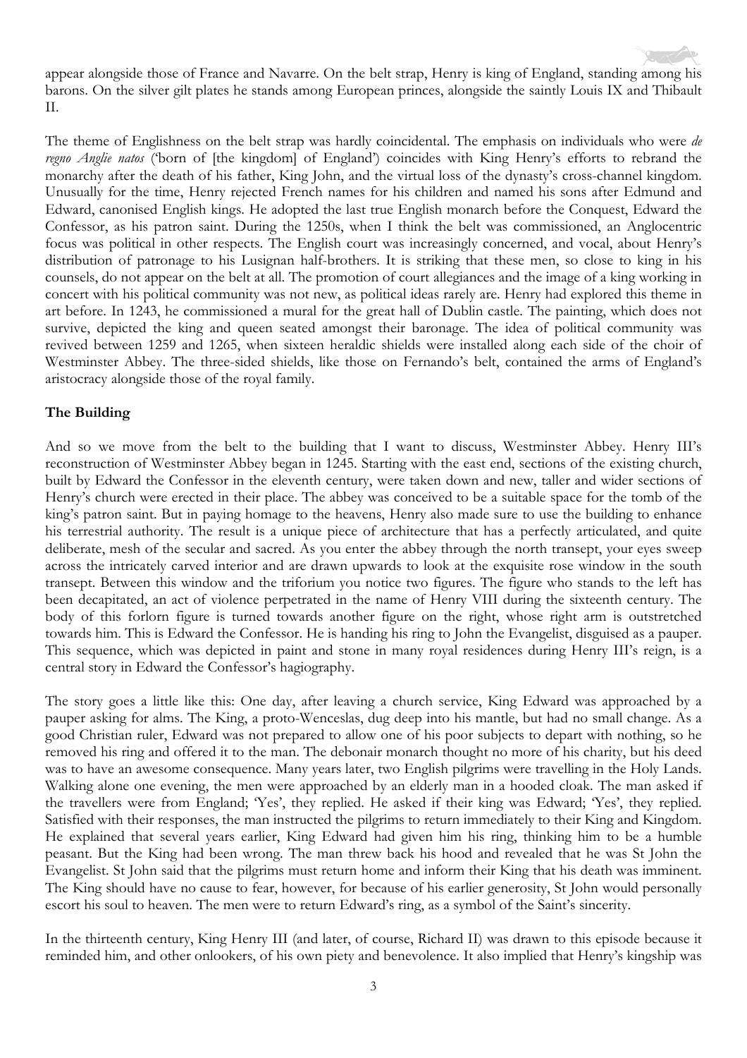appear alongside those of France and Navarre. On the belt strap, Henry is king of England, standing among his barons. On the silver gilt plates he stands among European princes, alongside the saintly Louis IX and Thibault II.

The theme of Englishness on the belt strap was hardly coincidental. The emphasis on individuals who were *de regno Anglie natos* ('born of [the kingdom] of England') coincides with King Henry's efforts to rebrand the monarchy after the death of his father, King John, and the virtual loss of the dynasty's cross-channel kingdom. Unusually for the time, Henry rejected French names for his children and named his sons after Edmund and Edward, canonised English kings. He adopted the last true English monarch before the Conquest, Edward the Confessor, as his patron saint. During the 1250s, when I think the belt was commissioned, an Anglocentric focus was political in other respects. The English court was increasingly concerned, and vocal, about Henry's distribution of patronage to his Lusignan half-brothers. It is striking that these men, so close to king in his counsels, do not appear on the belt at all. The promotion of court allegiances and the image of a king working in concert with his political community was not new, as political ideas rarely are. Henry had explored this theme in art before. In 1243, he commissioned a mural for the great hall of Dublin castle. The painting, which does not survive, depicted the king and queen seated amongst their baronage. The idea of political community was revived between 1259 and 1265, when sixteen heraldic shields were installed along each side of the choir of Westminster Abbey. The three-sided shields, like those on Fernando's belt, contained the arms of England's aristocracy alongside those of the royal family.

## The Building

And so we move from the belt to the building that I want to discuss, Westminster Abbey. Henry III's reconstruction of Westminster Abbey began in 1245. Starting with the east end, sections of the existing church, built by Edward the Confessor in the eleventh century, were taken down and new, taller and wider sections of Henry's church were erected in their place. The abbey was conceived to be a suitable space for the tomb of the king's patron saint. But in paying homage to the heavens, Henry also made sure to use the building to enhance his terrestrial authority. The result is a unique piece of architecture that has a perfectly articulated, and quite deliberate, mesh of the secular and sacred. As you enter the abbey through the north transept, your eyes sweep across the intricately carved interior and are drawn upwards to look at the exquisite rose window in the south transept. Between this window and the triforium you notice two figures. The figure who stands to the left has been decapitated, an act of violence perpetrated in the name of Henry VIII during the sixteenth century. The body of this forlorn figure is turned towards another figure on the right, whose right arm is outstretched towards him. This is Edward the Confessor. He is handing his ring to John the Evangelist, disguised as a pauper. This sequence, which was depicted in paint and stone in many royal residences during Henry III's reign, is a central story in Edward the Confessor's hagiography.

The story goes a little like this: One day, after leaving a church service, King Edward was approached by a pauper asking for alms. The King, a proto-Wenceslas, dug deep into his mantle, but had no small change. As a good Christian ruler, Edward was not prepared to allow one of his poor subjects to depart with nothing, so he removed his ring and offered it to the man. The debonair monarch thought no more of his charity, but his deed was to have an awesome consequence. Many years later, two English pilgrims were travelling in the Holy Lands. Walking alone one evening, the men were approached by an elderly man in a hooded cloak. The man asked if the travellers were from England; 'Yes', they replied. He asked if their king was Edward; 'Yes', they replied. Satisfied with their responses, the man instructed the pilgrims to return immediately to their King and Kingdom. He explained that several years earlier, King Edward had given him his ring, thinking him to be a humble peasant. But the King had been wrong. The man threw back his hood and revealed that he was St John the Evangelist. St John said that the pilgrims must return home and inform their King that his death was imminent. The King should have no cause to fear, however, for because of his earlier generosity, St John would personally escort his soul to heaven. The men were to return Edward's ring, as a symbol of the Saint's sincerity.

In the thirteenth century, King Henry III (and later, of course, Richard II) was drawn to this episode because it reminded him, and other onlookers, of his own piety and benevolence. It also implied that Henry's kingship was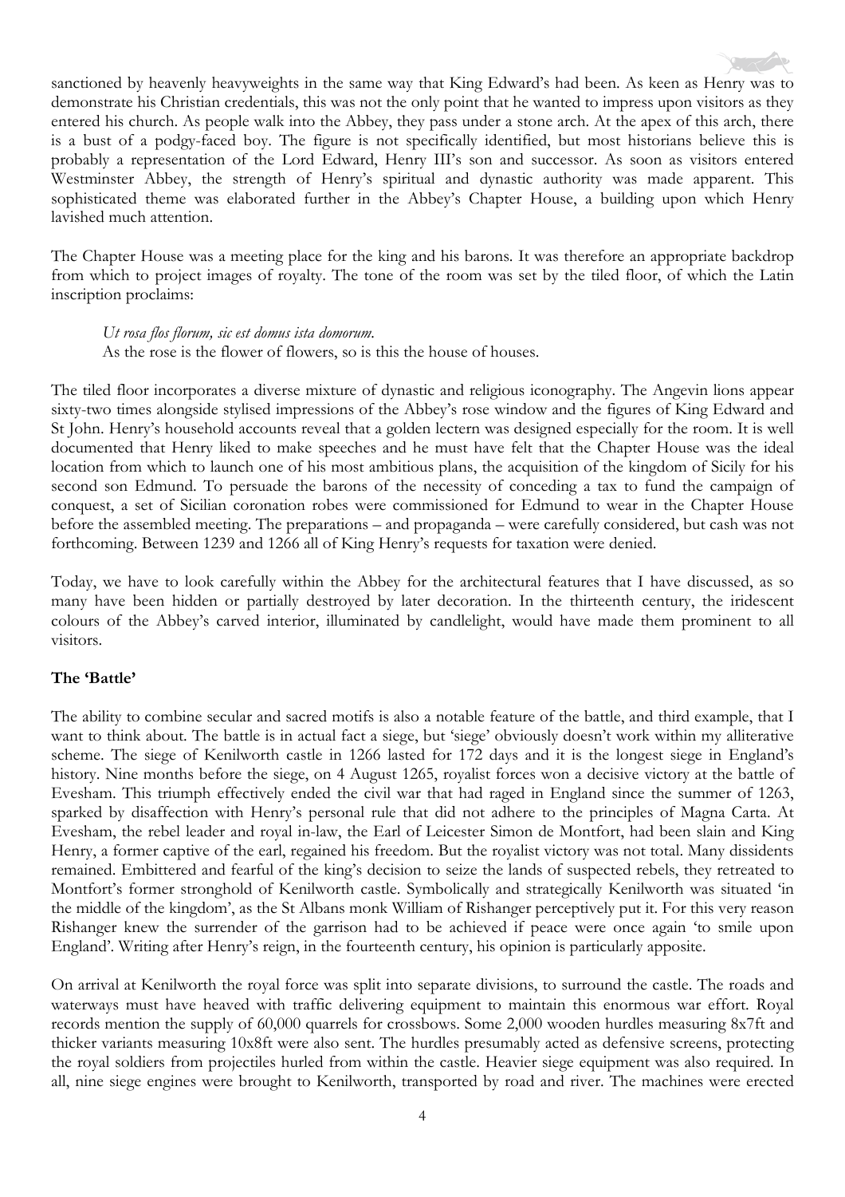sanctioned by heavenly heavyweights in the same way that King Edward's had been. As keen as Henry was to demonstrate his Christian credentials, this was not the only point that he wanted to impress upon visitors as they entered his church. As people walk into the Abbey, they pass under a stone arch. At the apex of this arch, there is a bust of a podgy-faced boy. The figure is not specifically identified, but most historians believe this is probably a representation of the Lord Edward, Henry III's son and successor. As soon as visitors entered Westminster Abbey, the strength of Henry's spiritual and dynastic authority was made apparent. This sophisticated theme was elaborated further in the Abbey's Chapter House, a building upon which Henry lavished much attention.

The Chapter House was a meeting place for the king and his barons. It was therefore an appropriate backdrop from which to project images of royalty. The tone of the room was set by the tiled floor, of which the Latin inscription proclaims:

> *Ut rosa flos florum, sic est domus ista domorum.*
> As the rose is the flower of flowers, so is this the house of houses.

The tiled floor incorporates a diverse mixture of dynastic and religious iconography. The Angevin lions appear sixty-two times alongside stylised impressions of the Abbey's rose window and the figures of King Edward and St John. Henry's household accounts reveal that a golden lectern was designed especially for the room. It is well documented that Henry liked to make speeches and he must have felt that the Chapter House was the ideal location from which to launch one of his most ambitious plans, the acquisition of the kingdom of Sicily for his second son Edmund. To persuade the barons of the necessity of conceding a tax to fund the campaign of conquest, a set of Sicilian coronation robes were commissioned for Edmund to wear in the Chapter House before the assembled meeting. The preparations – and propaganda – were carefully considered, but cash was not forthcoming. Between 1239 and 1266 all of King Henry's requests for taxation were denied.

Today, we have to look carefully within the Abbey for the architectural features that I have discussed, as so many have been hidden or partially destroyed by later decoration. In the thirteenth century, the iridescent colours of the Abbey's carved interior, illuminated by candlelight, would have made them prominent to all visitors.

**The 'Battle'**

The ability to combine secular and sacred motifs is also a notable feature of the battle, and third example, that I want to think about. The battle is in actual fact a siege, but 'siege' obviously doesn't work within my alliterative scheme. The siege of Kenilworth castle in 1266 lasted for 172 days and it is the longest siege in England's history. Nine months before the siege, on 4 August 1265, royalist forces won a decisive victory at the battle of Evesham. This triumph effectively ended the civil war that had raged in England since the summer of 1263, sparked by disaffection with Henry's personal rule that did not adhere to the principles of Magna Carta. At Evesham, the rebel leader and royal in-law, the Earl of Leicester Simon de Montfort, had been slain and King Henry, a former captive of the earl, regained his freedom. But the royalist victory was not total. Many dissidents remained. Embittered and fearful of the king's decision to seize the lands of suspected rebels, they retreated to Montfort's former stronghold of Kenilworth castle. Symbolically and strategically Kenilworth was situated 'in the middle of the kingdom', as the St Albans monk William of Rishanger perceptively put it. For this very reason Rishanger knew the surrender of the garrison had to be achieved if peace were once again 'to smile upon England'. Writing after Henry's reign, in the fourteenth century, his opinion is particularly apposite.

On arrival at Kenilworth the royal force was split into separate divisions, to surround the castle. The roads and waterways must have heaved with traffic delivering equipment to maintain this enormous war effort. Royal records mention the supply of 60,000 quarrels for crossbows. Some 2,000 wooden hurdles measuring 8x7ft and thicker variants measuring 10x8ft were also sent. The hurdles presumably acted as defensive screens, protecting the royal soldiers from projectiles hurled from within the castle. Heavier siege equipment was also required. In all, nine siege engines were brought to Kenilworth, transported by road and river. The machines were erected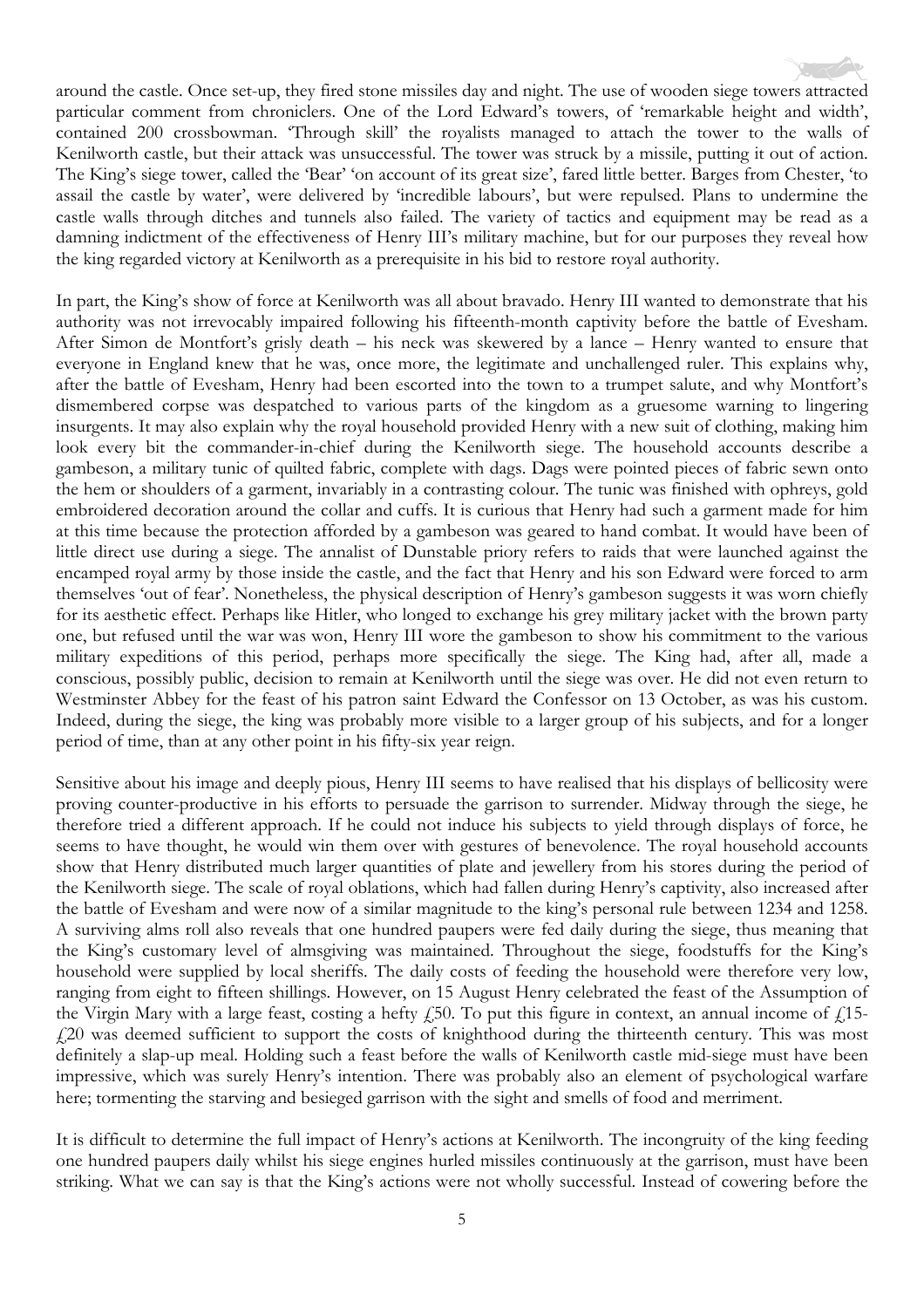around the castle. Once set-up, they fired stone missiles day and night. The use of wooden siege towers attracted particular comment from chroniclers. One of the Lord Edward's towers, of 'remarkable height and width', contained 200 crossbowman. 'Through skill' the royalists managed to attach the tower to the walls of Kenilworth castle, but their attack was unsuccessful. The tower was struck by a missile, putting it out of action. The King's siege tower, called the 'Bear' 'on account of its great size', fared little better. Barges from Chester, 'to assail the castle by water', were delivered by 'incredible labours', but were repulsed. Plans to undermine the castle walls through ditches and tunnels also failed. The variety of tactics and equipment may be read as a damning indictment of the effectiveness of Henry III's military machine, but for our purposes they reveal how the king regarded victory at Kenilworth as a prerequisite in his bid to restore royal authority.

In part, the King's show of force at Kenilworth was all about bravado. Henry III wanted to demonstrate that his authority was not irrevocably impaired following his fifteenth-month captivity before the battle of Evesham. After Simon de Montfort's grisly death – his neck was skewered by a lance – Henry wanted to ensure that everyone in England knew that he was, once more, the legitimate and unchallenged ruler. This explains why, after the battle of Evesham, Henry had been escorted into the town to a trumpet salute, and why Montfort's dismembered corpse was despatched to various parts of the kingdom as a gruesome warning to lingering insurgents. It may also explain why the royal household provided Henry with a new suit of clothing, making him look every bit the commander-in-chief during the Kenilworth siege. The household accounts describe a gambeson, a military tunic of quilted fabric, complete with dags. Dags were pointed pieces of fabric sewn onto the hem or shoulders of a garment, invariably in a contrasting colour. The tunic was finished with ophreys, gold embroidered decoration around the collar and cuffs. It is curious that Henry had such a garment made for him at this time because the protection afforded by a gambeson was geared to hand combat. It would have been of little direct use during a siege. The annalist of Dunstable priory refers to raids that were launched against the encamped royal army by those inside the castle, and the fact that Henry and his son Edward were forced to arm themselves 'out of fear'. Nonetheless, the physical description of Henry's gambeson suggests it was worn chiefly for its aesthetic effect. Perhaps like Hitler, who longed to exchange his grey military jacket with the brown party one, but refused until the war was won, Henry III wore the gambeson to show his commitment to the various military expeditions of this period, perhaps more specifically the siege. The King had, after all, made a conscious, possibly public, decision to remain at Kenilworth until the siege was over. He did not even return to Westminster Abbey for the feast of his patron saint Edward the Confessor on 13 October, as was his custom. Indeed, during the siege, the king was probably more visible to a larger group of his subjects, and for a longer period of time, than at any other point in his fifty-six year reign.

Sensitive about his image and deeply pious, Henry III seems to have realised that his displays of bellicosity were proving counter-productive in his efforts to persuade the garrison to surrender. Midway through the siege, he therefore tried a different approach. If he could not induce his subjects to yield through displays of force, he seems to have thought, he would win them over with gestures of benevolence. The royal household accounts show that Henry distributed much larger quantities of plate and jewellery from his stores during the period of the Kenilworth siege. The scale of royal oblations, which had fallen during Henry's captivity, also increased after the battle of Evesham and were now of a similar magnitude to the king's personal rule between 1234 and 1258. A surviving alms roll also reveals that one hundred paupers were fed daily during the siege, thus meaning that the King's customary level of almsgiving was maintained. Throughout the siege, foodstuffs for the King's household were supplied by local sheriffs. The daily costs of feeding the household were therefore very low, ranging from eight to fifteen shillings. However, on 15 August Henry celebrated the feast of the Assumption of the Virgin Mary with a large feast, costing a hefty £50. To put this figure in context, an annual income of £15-£20 was deemed sufficient to support the costs of knighthood during the thirteenth century. This was most definitely a slap-up meal. Holding such a feast before the walls of Kenilworth castle mid-siege must have been impressive, which was surely Henry's intention. There was probably also an element of psychological warfare here; tormenting the starving and besieged garrison with the sight and smells of food and merriment.

It is difficult to determine the full impact of Henry's actions at Kenilworth. The incongruity of the king feeding one hundred paupers daily whilst his siege engines hurled missiles continuously at the garrison, must have been striking. What we can say is that the King's actions were not wholly successful. Instead of cowering before the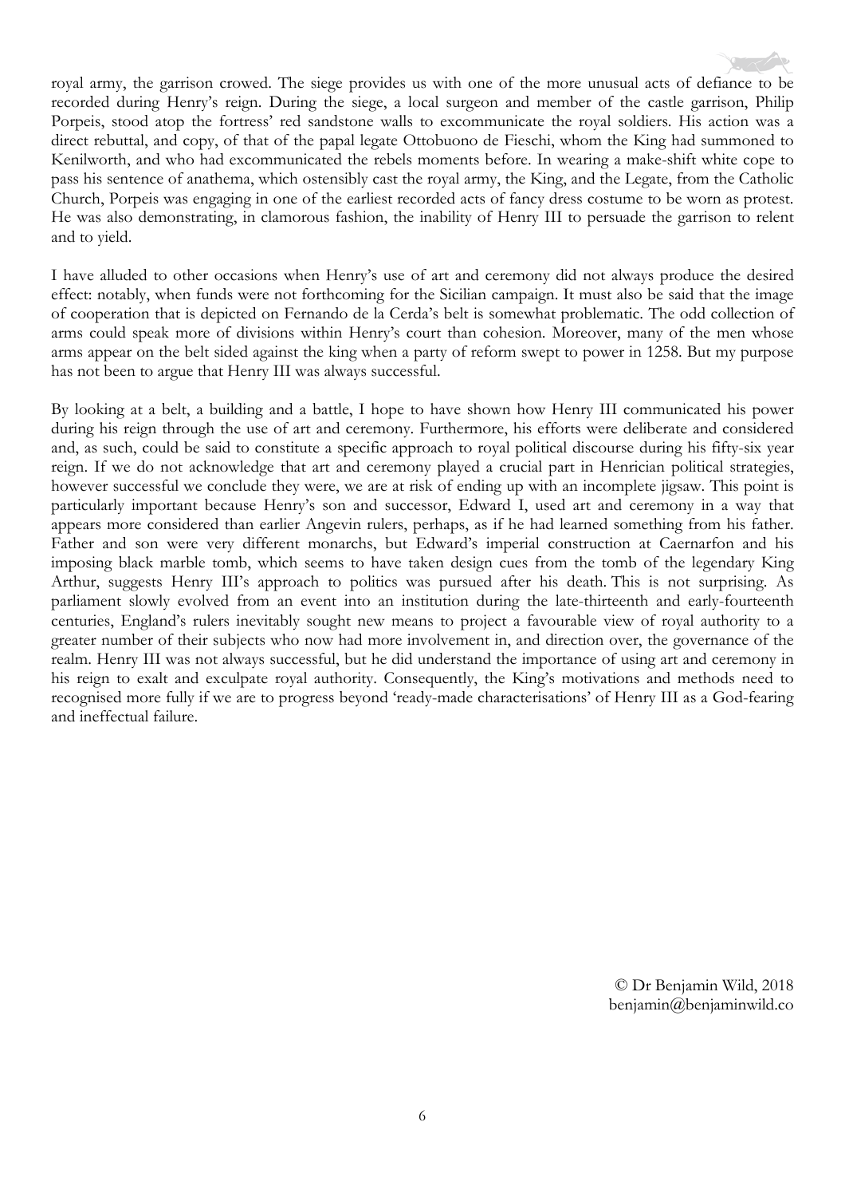royal army, the garrison crowed. The siege provides us with one of the more unusual acts of defiance to be recorded during Henry's reign. During the siege, a local surgeon and member of the castle garrison, Philip Porpeis, stood atop the fortress' red sandstone walls to excommunicate the royal soldiers. His action was a direct rebuttal, and copy, of that of the papal legate Ottobuono de Fieschi, whom the King had summoned to Kenilworth, and who had excommunicated the rebels moments before. In wearing a make-shift white cope to pass his sentence of anathema, which ostensibly cast the royal army, the King, and the Legate, from the Catholic Church, Porpeis was engaging in one of the earliest recorded acts of fancy dress costume to be worn as protest. He was also demonstrating, in clamorous fashion, the inability of Henry III to persuade the garrison to relent and to yield.

I have alluded to other occasions when Henry's use of art and ceremony did not always produce the desired effect: notably, when funds were not forthcoming for the Sicilian campaign. It must also be said that the image of cooperation that is depicted on Fernando de la Cerda's belt is somewhat problematic. The odd collection of arms could speak more of divisions within Henry's court than cohesion. Moreover, many of the men whose arms appear on the belt sided against the king when a party of reform swept to power in 1258. But my purpose has not been to argue that Henry III was always successful.

By looking at a belt, a building and a battle, I hope to have shown how Henry III communicated his power during his reign through the use of art and ceremony. Furthermore, his efforts were deliberate and considered and, as such, could be said to constitute a specific approach to royal political discourse during his fifty-six year reign. If we do not acknowledge that art and ceremony played a crucial part in Henrician political strategies, however successful we conclude they were, we are at risk of ending up with an incomplete jigsaw. This point is particularly important because Henry's son and successor, Edward I, used art and ceremony in a way that appears more considered than earlier Angevin rulers, perhaps, as if he had learned something from his father. Father and son were very different monarchs, but Edward's imperial construction at Caernarfon and his imposing black marble tomb, which seems to have taken design cues from the tomb of the legendary King Arthur, suggests Henry III's approach to politics was pursued after his death. This is not surprising. As parliament slowly evolved from an event into an institution during the late-thirteenth and early-fourteenth centuries, England's rulers inevitably sought new means to project a favourable view of royal authority to a greater number of their subjects who now had more involvement in, and direction over, the governance of the realm. Henry III was not always successful, but he did understand the importance of using art and ceremony in his reign to exalt and exculpate royal authority. Consequently, the King's motivations and methods need to recognised more fully if we are to progress beyond 'ready-made characterisations' of Henry III as a God-fearing and ineffectual failure.

© Dr Benjamin Wild, 2018
benjamin@benjaminwild.co